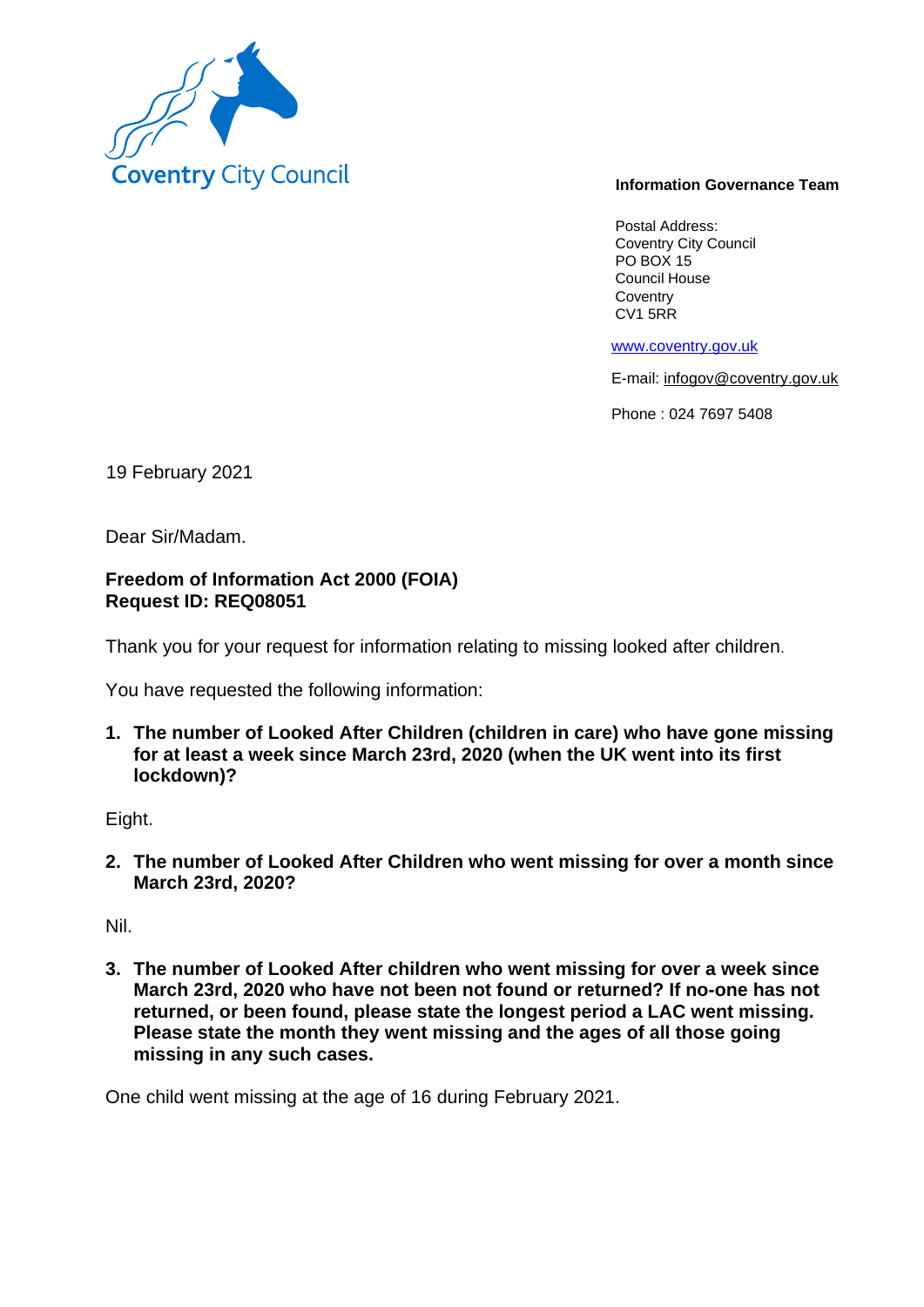Coventry City Council

**Information Governance Team**

Postal Address:
Coventry City Council
PO BOX 15
Council House
Coventry
CV1 5RR

www.coventry.gov.uk

E-mail: infogov@coventry.gov.uk

Phone : 024 7697 5408

19 February 2021

Dear Sir/Madam.

**Freedom of Information Act 2000 (FOIA)**
**Request ID: REQ08051**

Thank you for your request for information relating to missing looked after children.

You have requested the following information:

1. **The number of Looked After Children (children in care) who have gone missing for at least a week since March 23rd, 2020 (when the UK went into its first lockdown)?**

Eight.

2. **The number of Looked After Children who went missing for over a month since March 23rd, 2020?**

Nil.

3. **The number of Looked After children who went missing for over a week since March 23rd, 2020 who have not been not found or returned? If no-one has not returned, or been found, please state the longest period a LAC went missing. Please state the month they went missing and the ages of all those going missing in any such cases.**

One child went missing at the age of 16 during February 2021.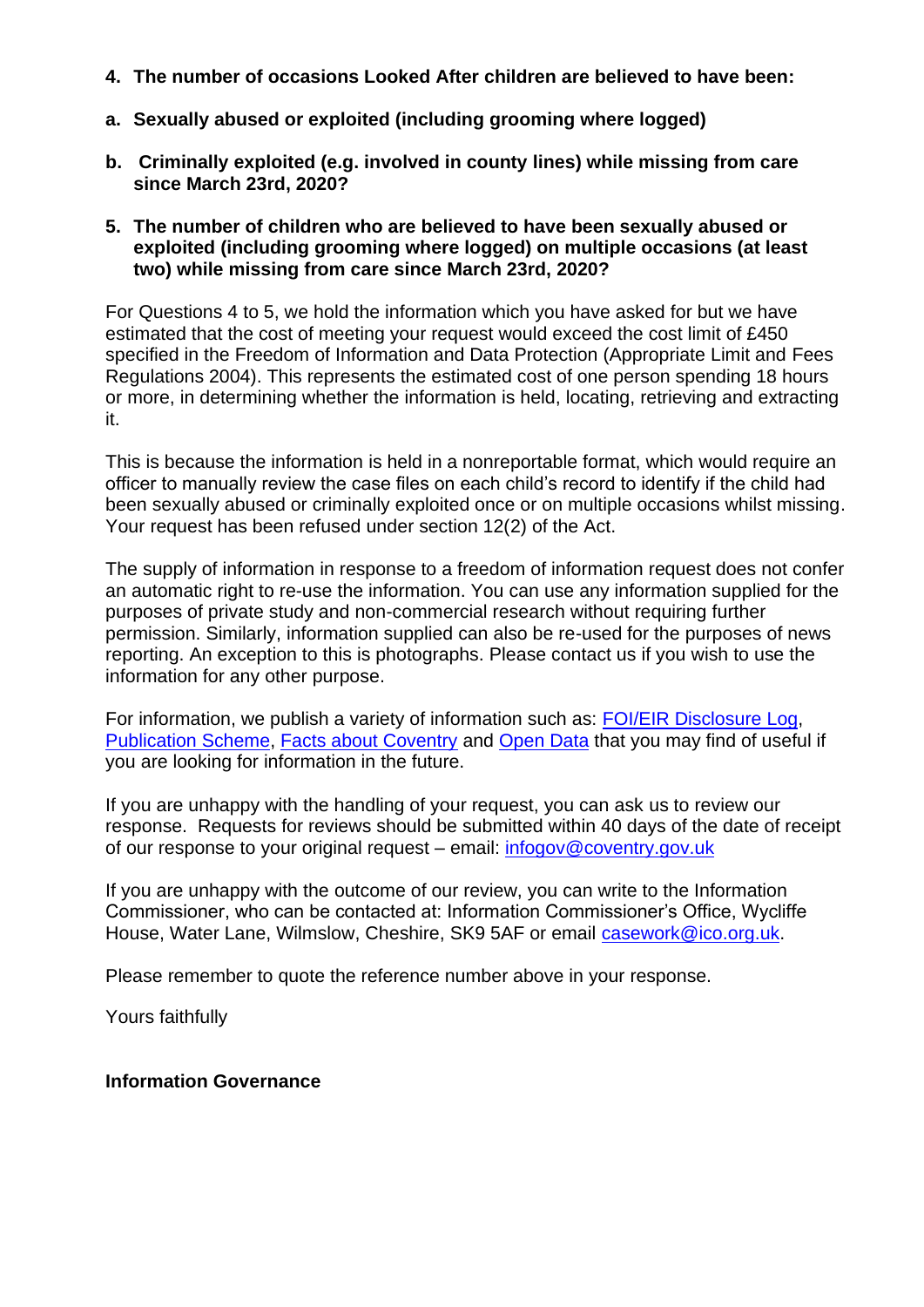**4. The number of occasions Looked After children are believed to have been:**

**a. Sexually abused or exploited (including grooming where logged)**

**b. Criminally exploited (e.g. involved in county lines) while missing from care since March 23rd, 2020?**

**5. The number of children who are believed to have been sexually abused or exploited (including grooming where logged) on multiple occasions (at least two) while missing from care since March 23rd, 2020?**

For Questions 4 to 5, we hold the information which you have asked for but we have estimated that the cost of meeting your request would exceed the cost limit of £450 specified in the Freedom of Information and Data Protection (Appropriate Limit and Fees Regulations 2004). This represents the estimated cost of one person spending 18 hours or more, in determining whether the information is held, locating, retrieving and extracting it.

This is because the information is held in a nonreportable format, which would require an officer to manually review the case files on each child's record to identify if the child had been sexually abused or criminally exploited once or on multiple occasions whilst missing. Your request has been refused under section 12(2) of the Act.

The supply of information in response to a freedom of information request does not confer an automatic right to re-use the information. You can use any information supplied for the purposes of private study and non-commercial research without requiring further permission. Similarly, information supplied can also be re-used for the purposes of news reporting. An exception to this is photographs. Please contact us if you wish to use the information for any other purpose.

For information, we publish a variety of information such as: FOI/EIR Disclosure Log, Publication Scheme, Facts about Coventry and Open Data that you may find of useful if you are looking for information in the future.

If you are unhappy with the handling of your request, you can ask us to review our response. Requests for reviews should be submitted within 40 days of the date of receipt of our response to your original request – email: infogov@coventry.gov.uk

If you are unhappy with the outcome of our review, you can write to the Information Commissioner, who can be contacted at: Information Commissioner's Office, Wycliffe House, Water Lane, Wilmslow, Cheshire, SK9 5AF or email casework@ico.org.uk.

Please remember to quote the reference number above in your response.

Yours faithfully

**Information Governance**